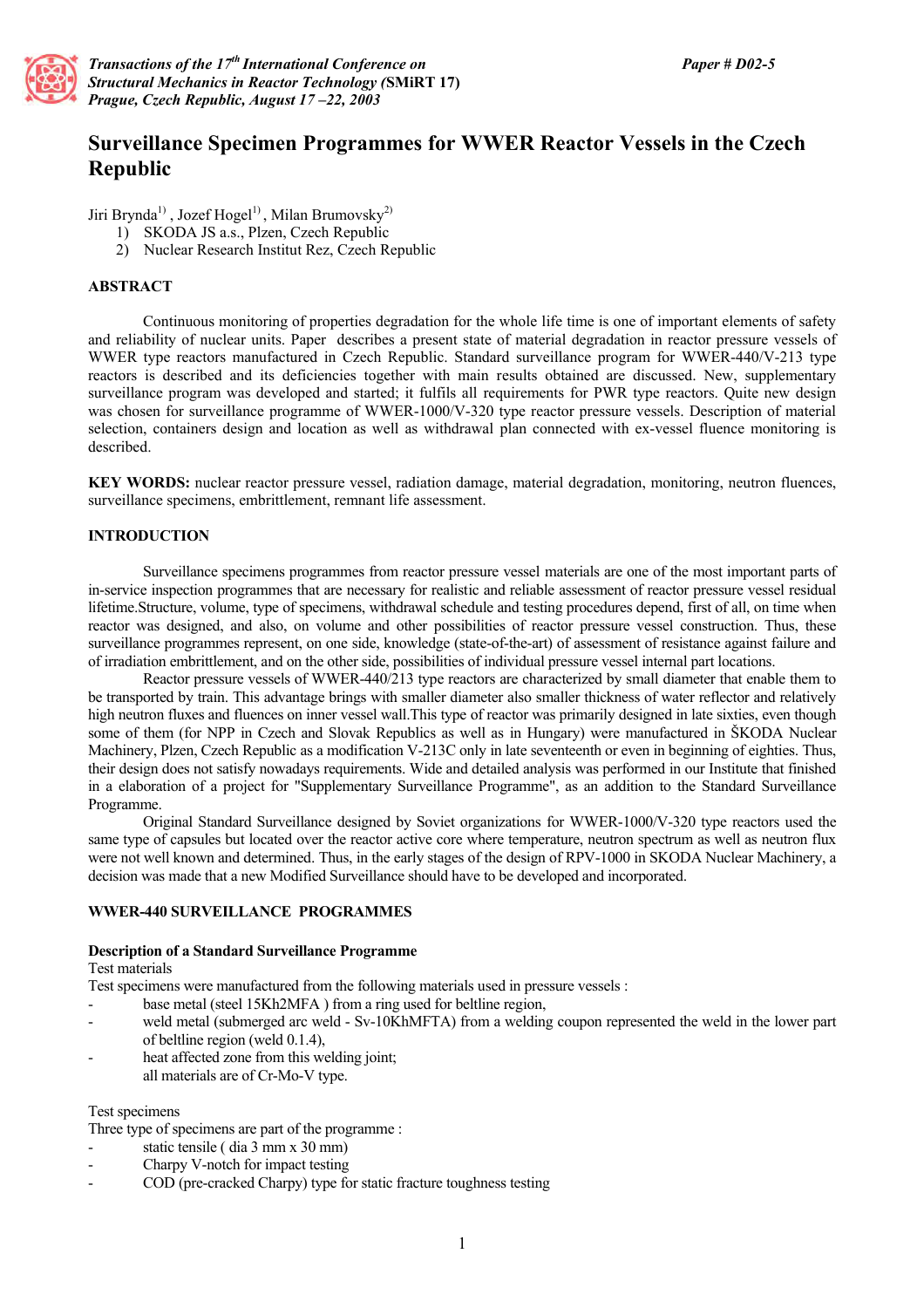# Surveillance Specimen Programmes for WWER Reactor Vessels in the Czech Republic

Jiri Brynda[1), Jozef Hogel[1), Milan Brumovsky[2)

1) SKODA JS a.s., Plzen, Czech Republic
2) Nuclear Research Institut Rez, Czech Republic

## ABSTRACT

Continuous monitoring of properties degradation for the whole life time is one of important elements of safety and reliability of nuclear units. Paper describes a present state of material degradation in reactor pressure vessels of WWER type reactors manufactured in Czech Republic. Standard surveillance program for WWER-440/V-213 type reactors is described and its deficiencies together with main results obtained are discussed. New, supplementary surveillance program was developed and started; it fulfils all requirements for PWR type reactors. Quite new design was chosen for surveillance programme of WWER-1000/V-320 type reactor pressure vessels. Description of material selection, containers design and location as well as withdrawal plan connected with ex-vessel fluence monitoring is described.

**KEY WORDS:** nuclear reactor pressure vessel, radiation damage, material degradation, monitoring, neutron fluences, surveillance specimens, embrittlement, remnant life assessment.

## INTRODUCTION

Surveillance specimens programmes from reactor pressure vessel materials are one of the most important parts of in-service inspection programmes that are necessary for realistic and reliable assessment of reactor pressure vessel residual lifetime.Structure, volume, type of specimens, withdrawal schedule and testing procedures depend, first of all, on time when reactor was designed, and also, on volume and other possibilities of reactor pressure vessel construction. Thus, these surveillance programmes represent, on one side, knowledge (state-of-the-art) of assessment of resistance against failure and of irradiation embrittlement, and on the other side, possibilities of individual pressure vessel internal part locations.

Reactor pressure vessels of WWER-440/213 type reactors are characterized by small diameter that enable them to be transported by train. This advantage brings with smaller diameter also smaller thickness of water reflector and relatively high neutron fluxes and fluences on inner vessel wall.This type of reactor was primarily designed in late sixties, even though some of them (for NPP in Czech and Slovak Republics as well as in Hungary) were manufactured in ŠKODA Nuclear Machinery, Plzen, Czech Republic as a modification V-213C only in late seventeenth or even in beginning of eighties. Thus, their design does not satisfy nowadays requirements. Wide and detailed analysis was performed in our Institute that finished in a elaboration of a project for "Supplementary Surveillance Programme", as an addition to the Standard Surveillance Programme.

Original Standard Surveillance designed by Soviet organizations for WWER-1000/V-320 type reactors used the same type of capsules but located over the reactor active core where temperature, neutron spectrum as well as neutron flux were not well known and determined. Thus, in the early stages of the design of RPV-1000 in SKODA Nuclear Machinery, a decision was made that a new Modified Surveillance should have to be developed and incorporated.

## WWER-440 SURVEILLANCE PROGRAMMES

### Description of a Standard Surveillance Programme

Test materials

Test specimens were manufactured from the following materials used in pressure vessels :

- base metal (steel 15Kh2MFA ) from a ring used for beltline region,
- weld metal (submerged arc weld - Sv-10KhMFTA) from a welding coupon represented the weld in the lower part of beltline region (weld 0.1.4),
- heat affected zone from this welding joint;

  all materials are of Cr-Mo-V type.

Test specimens

Three type of specimens are part of the programme :

- static tensile ( dia 3 mm x 30 mm)
- Charpy V-notch for impact testing
- COD (pre-cracked Charpy) type for static fracture toughness testing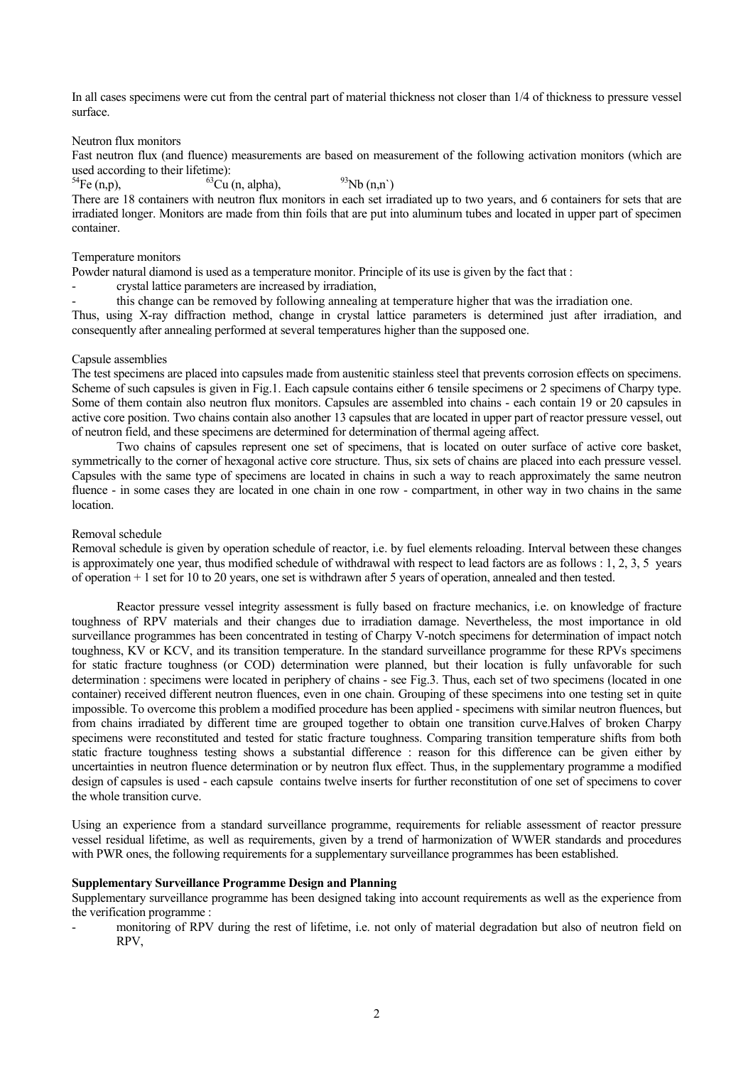In all cases specimens were cut from the central part of material thickness not closer than 1/4 of thickness to pressure vessel surface.

Neutron flux monitors

Fast neutron flux (and fluence) measurements are based on measurement of the following activation monitors (which are used according to their lifetime):

$^{54}$Fe (n,p), $^{63}$Cu (n, alpha), $^{93}$Nb (n,n`)

There are 18 containers with neutron flux monitors in each set irradiated up to two years, and 6 containers for sets that are irradiated longer. Monitors are made from thin foils that are put into aluminum tubes and located in upper part of specimen container.

Temperature monitors

Powder natural diamond is used as a temperature monitor. Principle of its use is given by the fact that :

- crystal lattice parameters are increased by irradiation,
- this change can be removed by following annealing at temperature higher that was the irradiation one.

Thus, using X-ray diffraction method, change in crystal lattice parameters is determined just after irradiation, and consequently after annealing performed at several temperatures higher than the supposed one.

Capsule assemblies

The test specimens are placed into capsules made from austenitic stainless steel that prevents corrosion effects on specimens. Scheme of such capsules is given in Fig.1. Each capsule contains either 6 tensile specimens or 2 specimens of Charpy type. Some of them contain also neutron flux monitors. Capsules are assembled into chains - each contain 19 or 20 capsules in active core position. Two chains contain also another 13 capsules that are located in upper part of reactor pressure vessel, out of neutron field, and these specimens are determined for determination of thermal ageing affect.

Two chains of capsules represent one set of specimens, that is located on outer surface of active core basket, symmetrically to the corner of hexagonal active core structure. Thus, six sets of chains are placed into each pressure vessel. Capsules with the same type of specimens are located in chains in such a way to reach approximately the same neutron fluence - in some cases they are located in one chain in one row - compartment, in other way in two chains in the same location.

Removal schedule

Removal schedule is given by operation schedule of reactor, i.e. by fuel elements reloading. Interval between these changes is approximately one year, thus modified schedule of withdrawal with respect to lead factors are as follows : 1, 2, 3, 5 years of operation + 1 set for 10 to 20 years, one set is withdrawn after 5 years of operation, annealed and then tested.

Reactor pressure vessel integrity assessment is fully based on fracture mechanics, i.e. on knowledge of fracture toughness of RPV materials and their changes due to irradiation damage. Nevertheless, the most importance in old surveillance programmes has been concentrated in testing of Charpy V-notch specimens for determination of impact notch toughness, KV or KCV, and its transition temperature. In the standard surveillance programme for these RPVs specimens for static fracture toughness (or COD) determination were planned, but their location is fully unfavorable for such determination : specimens were located in periphery of chains - see Fig.3. Thus, each set of two specimens (located in one container) received different neutron fluences, even in one chain. Grouping of these specimens into one testing set in quite impossible. To overcome this problem a modified procedure has been applied - specimens with similar neutron fluences, but from chains irradiated by different time are grouped together to obtain one transition curve.Halves of broken Charpy specimens were reconstituted and tested for static fracture toughness. Comparing transition temperature shifts from both static fracture toughness testing shows a substantial difference : reason for this difference can be given either by uncertainties in neutron fluence determination or by neutron flux effect. Thus, in the supplementary programme a modified design of capsules is used - each capsule contains twelve inserts for further reconstitution of one set of specimens to cover the whole transition curve.

Using an experience from a standard surveillance programme, requirements for reliable assessment of reactor pressure vessel residual lifetime, as well as requirements, given by a trend of harmonization of WWER standards and procedures with PWR ones, the following requirements for a supplementary surveillance programmes has been established.

**Supplementary Surveillance Programme Design and Planning**

Supplementary surveillance programme has been designed taking into account requirements as well as the experience from the verification programme :

- monitoring of RPV during the rest of lifetime, i.e. not only of material degradation but also of neutron field on RPV,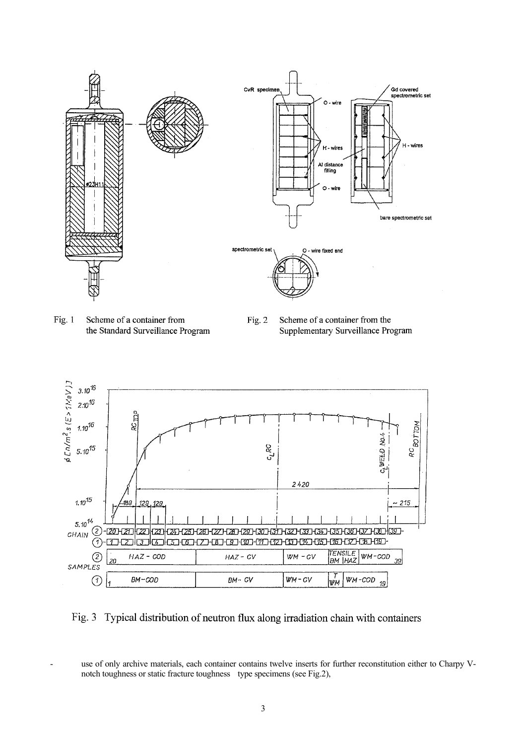Fig. 1 Scheme of a container from the Standard Surveillance Program

Fig. 2 Scheme of a container from the Supplementary Surveillance Program

Fig. 3 Typical distribution of neutron flux along irradiation chain with containers

- use of only archive materials, each container contains twelve inserts for further reconstitution either to Charpy V-notch toughness or static fracture toughness type specimens (see Fig.2),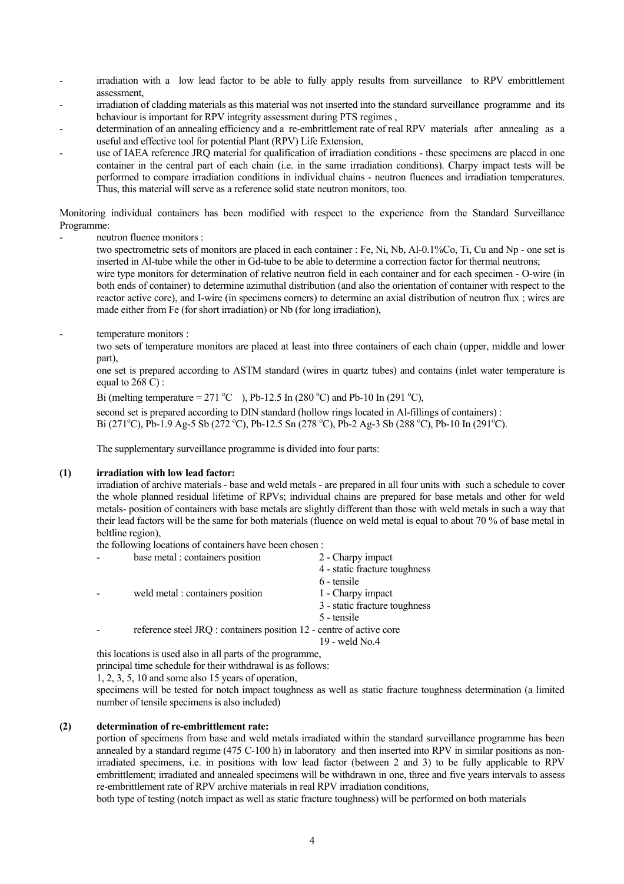- irradiation with a low lead factor to be able to fully apply results from surveillance to RPV embrittlement assessment,
- irradiation of cladding materials as this material was not inserted into the standard surveillance programme and its behaviour is important for RPV integrity assessment during PTS regimes ,
- determination of an annealing efficiency and a re-embrittlement rate of real RPV materials after annealing as a useful and effective tool for potential Plant (RPV) Life Extension,
- use of IAEA reference JRQ material for qualification of irradiation conditions - these specimens are placed in one container in the central part of each chain (i.e. in the same irradiation conditions). Charpy impact tests will be performed to compare irradiation conditions in individual chains - neutron fluences and irradiation temperatures. Thus, this material will serve as a reference solid state neutron monitors, too.

Monitoring individual containers has been modified with respect to the experience from the Standard Surveillance Programme:

- neutron fluence monitors :

  two spectrometric sets of monitors are placed in each container : Fe, Ni, Nb, Al-0.1%Co, Ti, Cu and Np - one set is inserted in Al-tube while the other in Gd-tube to be able to determine a correction factor for thermal neutrons;
  wire type monitors for determination of relative neutron field in each container and for each specimen - O-wire (in both ends of container) to determine azimuthal distribution (and also the orientation of container with respect to the reactor active core), and I-wire (in specimens corners) to determine an axial distribution of neutron flux ; wires are made either from Fe (for short irradiation) or Nb (for long irradiation),

- temperature monitors :

  two sets of temperature monitors are placed at least into three containers of each chain (upper, middle and lower part),

  one set is prepared according to ASTM standard (wires in quartz tubes) and contains (inlet water temperature is equal to 268 C) :

  Bi (melting temperature = 271 °C ), Pb-12.5 In (280 °C) and Pb-10 In (291 °C),

  second set is prepared according to DIN standard (hollow rings located in Al-fillings of containers) :
  Bi (271°C), Pb-1.9 Ag-5 Sb (272 °C), Pb-12.5 Sn (278 °C), Pb-2 Ag-3 Sb (288 °C), Pb-10 In (291°C).

The supplementary surveillance programme is divided into four parts:

**(1) irradiation with low lead factor:**

irradiation of archive materials - base and weld metals - are prepared in all four units with such a schedule to cover the whole planned residual lifetime of RPVs; individual chains are prepared for base metals and other for weld metals- position of containers with base metals are slightly different than those with weld metals in such a way that their lead factors will be the same for both materials (fluence on weld metal is equal to about 70 % of base metal in beltline region),

the following locations of containers have been chosen :

- base metal : containers position
  - 2 - Charpy impact
  - 4 - static fracture toughness
  - 6 - tensile
- weld metal : containers position
  - 1 - Charpy impact
  - 3 - static fracture toughness
  - 5 - tensile
- reference steel JRQ : containers position
  - 12 - centre of active core
  - 19 - weld No.4

this locations is used also in all parts of the programme,

principal time schedule for their withdrawal is as follows:

1, 2, 3, 5, 10 and some also 15 years of operation,

specimens will be tested for notch impact toughness as well as static fracture toughness determination (a limited number of tensile specimens is also included)

**(2) determination of re-embrittlement rate:**

portion of specimens from base and weld metals irradiated within the standard surveillance programme has been annealed by a standard regime (475 C-100 h) in laboratory and then inserted into RPV in similar positions as non-irradiated specimens, i.e. in positions with low lead factor (between 2 and 3) to be fully applicable to RPV embrittlement; irradiated and annealed specimens will be withdrawn in one, three and five years intervals to assess re-embrittlement rate of RPV archive materials in real RPV irradiation conditions,

both type of testing (notch impact as well as static fracture toughness) will be performed on both materials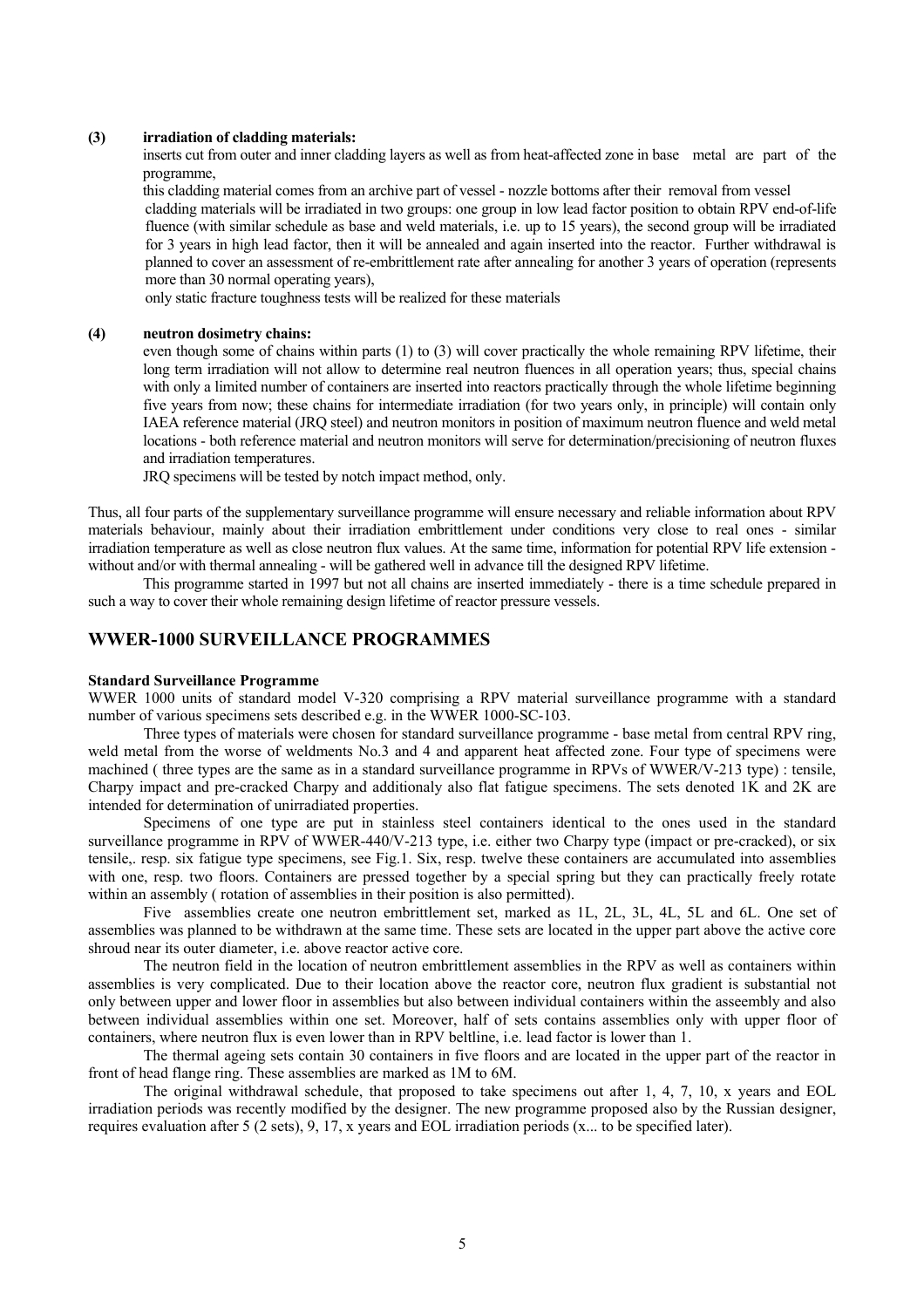**(3) irradiation of cladding materials:**

inserts cut from outer and inner cladding layers as well as from heat-affected zone in base metal are part of the programme,

this cladding material comes from an archive part of vessel - nozzle bottoms after their removal from vessel

cladding materials will be irradiated in two groups: one group in low lead factor position to obtain RPV end-of-life fluence (with similar schedule as base and weld materials, i.e. up to 15 years), the second group will be irradiated for 3 years in high lead factor, then it will be annealed and again inserted into the reactor. Further withdrawal is planned to cover an assessment of re-embrittlement rate after annealing for another 3 years of operation (represents more than 30 normal operating years),

only static fracture toughness tests will be realized for these materials

**(4) neutron dosimetry chains:**

even though some of chains within parts (1) to (3) will cover practically the whole remaining RPV lifetime, their long term irradiation will not allow to determine real neutron fluences in all operation years; thus, special chains with only a limited number of containers are inserted into reactors practically through the whole lifetime beginning five years from now; these chains for intermediate irradiation (for two years only, in principle) will contain only IAEA reference material (JRQ steel) and neutron monitors in position of maximum neutron fluence and weld metal locations - both reference material and neutron monitors will serve for determination/precisioning of neutron fluxes and irradiation temperatures.

JRQ specimens will be tested by notch impact method, only.

Thus, all four parts of the supplementary surveillance programme will ensure necessary and reliable information about RPV materials behaviour, mainly about their irradiation embrittlement under conditions very close to real ones - similar irradiation temperature as well as close neutron flux values. At the same time, information for potential RPV life extension - without and/or with thermal annealing - will be gathered well in advance till the designed RPV lifetime.

This programme started in 1997 but not all chains are inserted immediately - there is a time schedule prepared in such a way to cover their whole remaining design lifetime of reactor pressure vessels.

## WWER-1000 SURVEILLANCE PROGRAMMES

**Standard Surveillance Programme**

WWER 1000 units of standard model V-320 comprising a RPV material surveillance programme with a standard number of various specimens sets described e.g. in the WWER 1000-SC-103.

Three types of materials were chosen for standard surveillance programme - base metal from central RPV ring, weld metal from the worse of weldments No.3 and 4 and apparent heat affected zone. Four type of specimens were machined ( three types are the same as in a standard surveillance programme in RPVs of WWER/V-213 type) : tensile, Charpy impact and pre-cracked Charpy and additionaly also flat fatigue specimens. The sets denoted 1K and 2K are intended for determination of unirradiated properties.

Specimens of one type are put in stainless steel containers identical to the ones used in the standard surveillance programme in RPV of WWER-440/V-213 type, i.e. either two Charpy type (impact or pre-cracked), or six tensile,. resp. six fatigue type specimens, see Fig.1. Six, resp. twelve these containers are accumulated into assemblies with one, resp. two floors. Containers are pressed together by a special spring but they can practically freely rotate within an assembly ( rotation of assemblies in their position is also permitted).

Five assemblies create one neutron embrittlement set, marked as 1L, 2L, 3L, 4L, 5L and 6L. One set of assemblies was planned to be withdrawn at the same time. These sets are located in the upper part above the active core shroud near its outer diameter, i.e. above reactor active core.

The neutron field in the location of neutron embrittlement assemblies in the RPV as well as containers within assemblies is very complicated. Due to their location above the reactor core, neutron flux gradient is substantial not only between upper and lower floor in assemblies but also between individual containers within the asseembly and also between individual assemblies within one set. Moreover, half of sets contains assemblies only with upper floor of containers, where neutron flux is even lower than in RPV beltline, i.e. lead factor is lower than 1.

The thermal ageing sets contain 30 containers in five floors and are located in the upper part of the reactor in front of head flange ring. These assemblies are marked as 1M to 6M.

The original withdrawal schedule, that proposed to take specimens out after 1, 4, 7, 10, x years and EOL irradiation periods was recently modified by the designer. The new programme proposed also by the Russian designer, requires evaluation after 5 (2 sets), 9, 17, x years and EOL irradiation periods (x... to be specified later).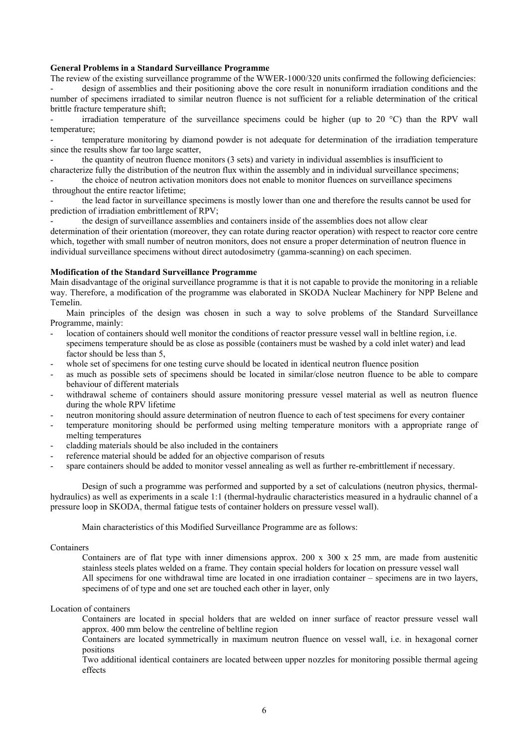**General Problems in a Standard Surveillance Programme**

The review of the existing surveillance programme of the WWER-1000/320 units confirmed the following deficiencies:

- design of assemblies and their positioning above the core result in nonuniform irradiation conditions and the number of specimens irradiated to similar neutron fluence is not sufficient for a reliable determination of the critical brittle fracture temperature shift;
- irradiation temperature of the surveillance specimens could be higher (up to 20 °C) than the RPV wall temperature;
- temperature monitoring by diamond powder is not adequate for determination of the irradiation temperature since the results show far too large scatter,
- the quantity of neutron fluence monitors (3 sets) and variety in individual assemblies is insufficient to characterize fully the distribution of the neutron flux within the assembly and in individual surveillance specimens;
- the choice of neutron activation monitors does not enable to monitor fluences on surveillance specimens throughout the entire reactor lifetime;
- the lead factor in surveillance specimens is mostly lower than one and therefore the results cannot be used for prediction of irradiation embrittlement of RPV;
- the design of surveillance assemblies and containers inside of the assemblies does not allow clear determination of their orientation (moreover, they can rotate during reactor operation) with respect to reactor core centre which, together with small number of neutron monitors, does not ensure a proper determination of neutron fluence in individual surveillance specimens without direct autodosimetry (gamma-scanning) on each specimen.

**Modification of the Standard Surveillance Programme**

Main disadvantage of the original surveillance programme is that it is not capable to provide the monitoring in a reliable way. Therefore, a modification of the programme was elaborated in SKODA Nuclear Machinery for NPP Belene and Temelin.

Main principles of the design was chosen in such a way to solve problems of the Standard Surveillance Programme, mainly:

- location of containers should well monitor the conditions of reactor pressure vessel wall in beltline region, i.e. specimens temperature should be as close as possible (containers must be washed by a cold inlet water) and lead factor should be less than 5,
- whole set of specimens for one testing curve should be located in identical neutron fluence position
- as much as possible sets of specimens should be located in similar/close neutron fluence to be able to compare behaviour of different materials
- withdrawal scheme of containers should assure monitoring pressure vessel material as well as neutron fluence during the whole RPV lifetime
- neutron monitoring should assure determination of neutron fluence to each of test specimens for every container
- temperature monitoring should be performed using melting temperature monitors with a appropriate range of melting temperatures
- cladding materials should be also included in the containers
- reference material should be added for an objective comparison of resuts
- spare containers should be added to monitor vessel annealing as well as further re-embrittlement if necessary.

Design of such a programme was performed and supported by a set of calculations (neutron physics, thermal-hydraulics) as well as experiments in a scale 1:1 (thermal-hydraulic characteristics measured in a hydraulic channel of a pressure loop in SKODA, thermal fatigue tests of container holders on pressure vessel wall).

Main characteristics of this Modified Surveillance Programme are as follows:

Containers

Containers are of flat type with inner dimensions approx. 200 x 300 x 25 mm, are made from austenitic stainless steels plates welded on a frame. They contain special holders for location on pressure vessel wall

All specimens for one withdrawal time are located in one irradiation container – specimens are in two layers, specimens of of type and one set are touched each other in layer, only

Location of containers

Containers are located in special holders that are welded on inner surface of reactor pressure vessel wall approx. 400 mm below the centreline of beltline region

Containers are located symmetrically in maximum neutron fluence on vessel wall, i.e. in hexagonal corner positions

Two additional identical containers are located between upper nozzles for monitoring possible thermal ageing effects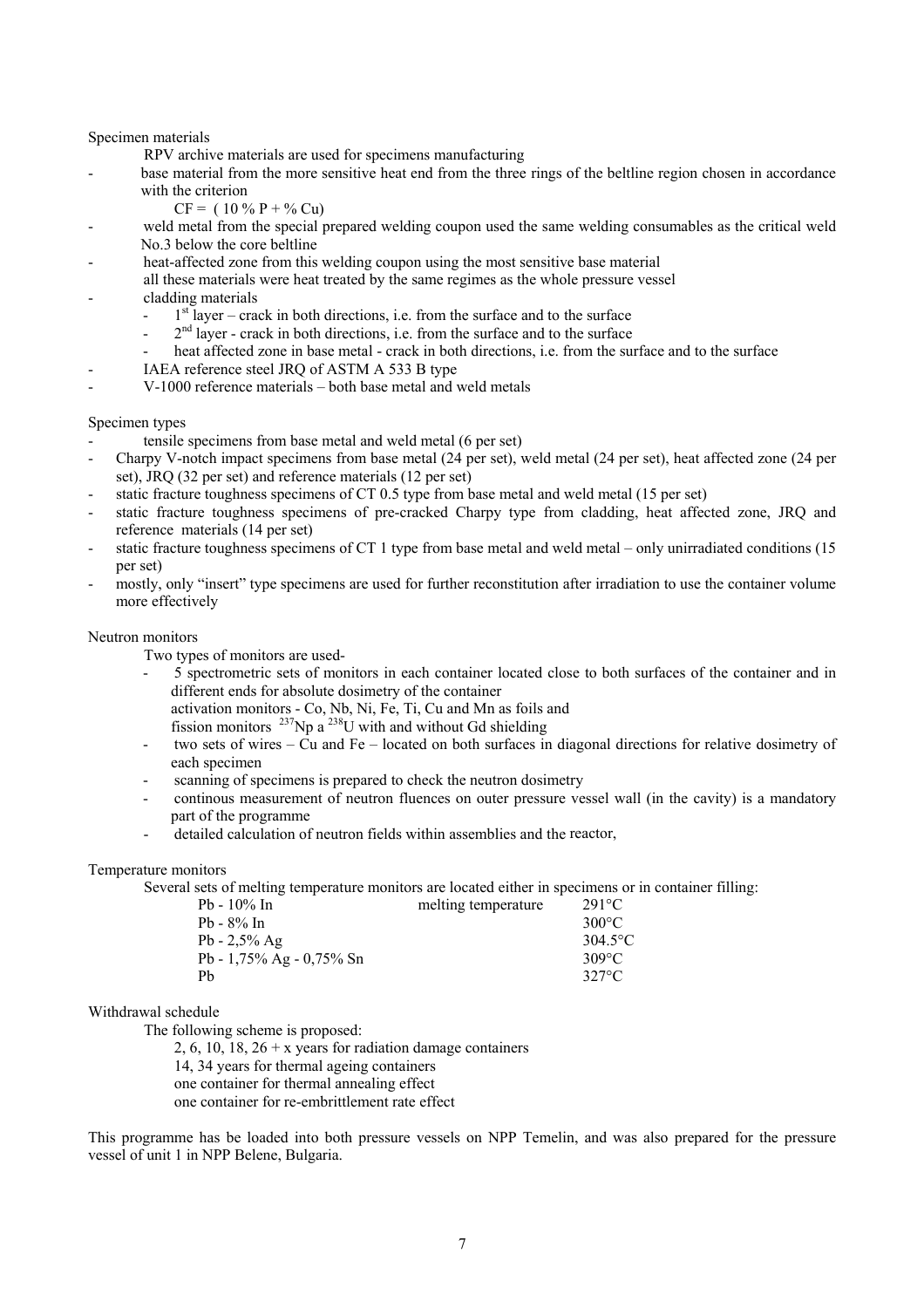Specimen materials

RPV archive materials are used for specimens manufacturing

- base material from the more sensitive heat end from the three rings of the beltline region chosen in accordance with the criterion

  CF = ( 10 % P + % Cu)

- weld metal from the special prepared welding coupon used the same welding consumables as the critical weld No.3 below the core beltline
- heat-affected zone from this welding coupon using the most sensitive base material

  all these materials were heat treated by the same regimes as the whole pressure vessel

- cladding materials
  - 1st layer – crack in both directions, i.e. from the surface and to the surface
  - 2nd layer - crack in both directions, i.e. from the surface and to the surface
  - heat affected zone in base metal - crack in both directions, i.e. from the surface and to the surface
- IAEA reference steel JRQ of ASTM A 533 B type
- V-1000 reference materials – both base metal and weld metals

Specimen types

- tensile specimens from base metal and weld metal (6 per set)
- Charpy V-notch impact specimens from base metal (24 per set), weld metal (24 per set), heat affected zone (24 per set), JRQ (32 per set) and reference materials (12 per set)
- static fracture toughness specimens of CT 0.5 type from base metal and weld metal (15 per set)
- static fracture toughness specimens of pre-cracked Charpy type from cladding, heat affected zone, JRQ and reference materials (14 per set)
- static fracture toughness specimens of CT 1 type from base metal and weld metal – only unirradiated conditions (15 per set)
- mostly, only "insert" type specimens are used for further reconstitution after irradiation to use the container volume more effectively

Neutron monitors

Two types of monitors are used-

- 5 spectrometric sets of monitors in each container located close to both surfaces of the container and in different ends for absolute dosimetry of the container

  activation monitors - Co, Nb, Ni, Fe, Ti, Cu and Mn as foils and

  fission monitors $^{237}$Np a $^{238}$U with and without Gd shielding

- two sets of wires – Cu and Fe – located on both surfaces in diagonal directions for relative dosimetry of each specimen
- scanning of specimens is prepared to check the neutron dosimetry
- continous measurement of neutron fluences on outer pressure vessel wall (in the cavity) is a mandatory part of the programme
- detailed calculation of neutron fields within assemblies and the reactor,

Temperature monitors

Several sets of melting temperature monitors are located either in specimens or in container filling:

| | | |
|---|---|---|
| Pb - 10% In | melting temperature | 291°C |
| Pb - 8% In | | 300°C |
| Pb - 2,5% Ag | | 304.5°C |
| Pb - 1,75% Ag - 0,75% Sn | | 309°C |
| Pb | | 327°C |

Withdrawal schedule

The following scheme is proposed:

2, 6, 10, 18, 26 + x years for radiation damage containers

14, 34 years for thermal ageing containers

one container for thermal annealing effect

one container for re-embrittlement rate effect

This programme has be loaded into both pressure vessels on NPP Temelin, and was also prepared for the pressure vessel of unit 1 in NPP Belene, Bulgaria.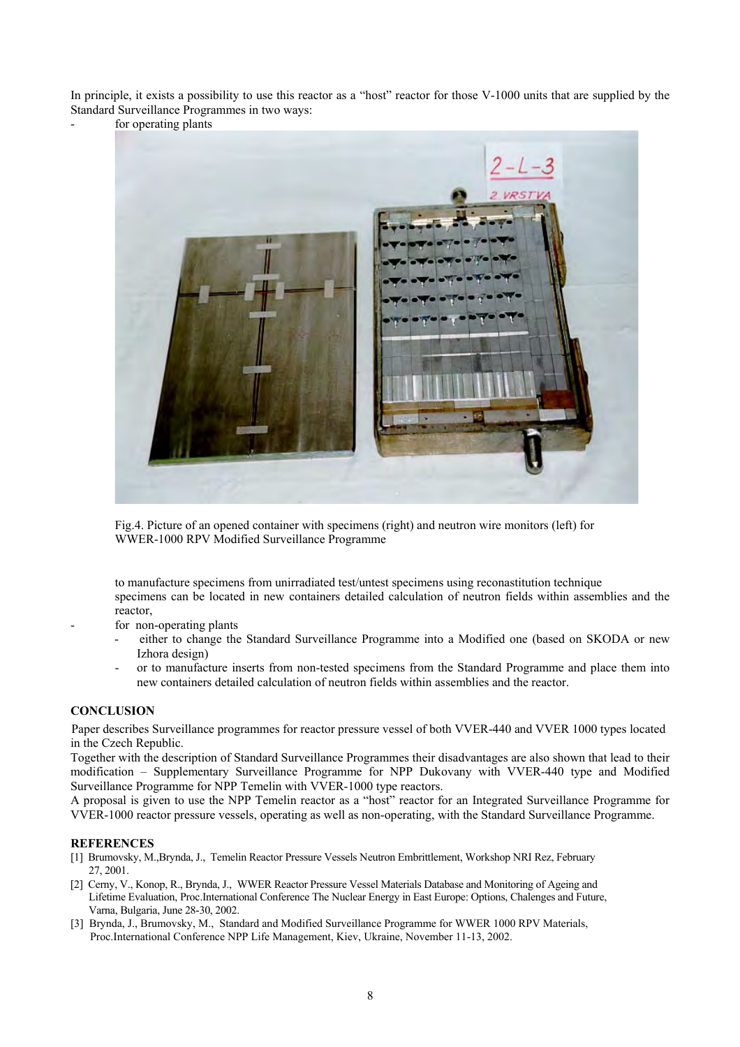In principle, it exists a possibility to use this reactor as a "host" reactor for those V-1000 units that are supplied by the Standard Surveillance Programmes in two ways:

- for operating plants

Fig.4. Picture of an opened container with specimens (right) and neutron wire monitors (left) for WWER-1000 RPV Modified Surveillance Programme

to manufacture specimens from unirradiated test/untest specimens using reconastitution technique
specimens can be located in new containers detailed calculation of neutron fields within assemblies and the reactor,

- for non-operating plants
  - either to change the Standard Surveillance Programme into a Modified one (based on SKODA or new Izhora design)
  - or to manufacture inserts from non-tested specimens from the Standard Programme and place them into new containers detailed calculation of neutron fields within assemblies and the reactor.

## CONCLUSION

Paper describes Surveillance programmes for reactor pressure vessel of both VVER-440 and VVER 1000 types located in the Czech Republic.

Together with the description of Standard Surveillance Programmes their disadvantages are also shown that lead to their modification – Supplementary Surveillance Programme for NPP Dukovany with VVER-440 type and Modified Surveillance Programme for NPP Temelin with VVER-1000 type reactors.

A proposal is given to use the NPP Temelin reactor as a "host" reactor for an Integrated Surveillance Programme for VVER-1000 reactor pressure vessels, operating as well as non-operating, with the Standard Surveillance Programme.

## REFERENCES

[1] Brumovsky, M.,Brynda, J., Temelin Reactor Pressure Vessels Neutron Embrittlement, Workshop NRI Rez, February 27, 2001.

[2] Cerny, V., Konop, R., Brynda, J., WWER Reactor Pressure Vessel Materials Database and Monitoring of Ageing and Lifetime Evaluation, Proc.International Conference The Nuclear Energy in East Europe: Options, Chalenges and Future, Varna, Bulgaria, June 28-30, 2002.

[3] Brynda, J., Brumovsky, M., Standard and Modified Surveillance Programme for WWER 1000 RPV Materials, Proc.International Conference NPP Life Management, Kiev, Ukraine, November 11-13, 2002.